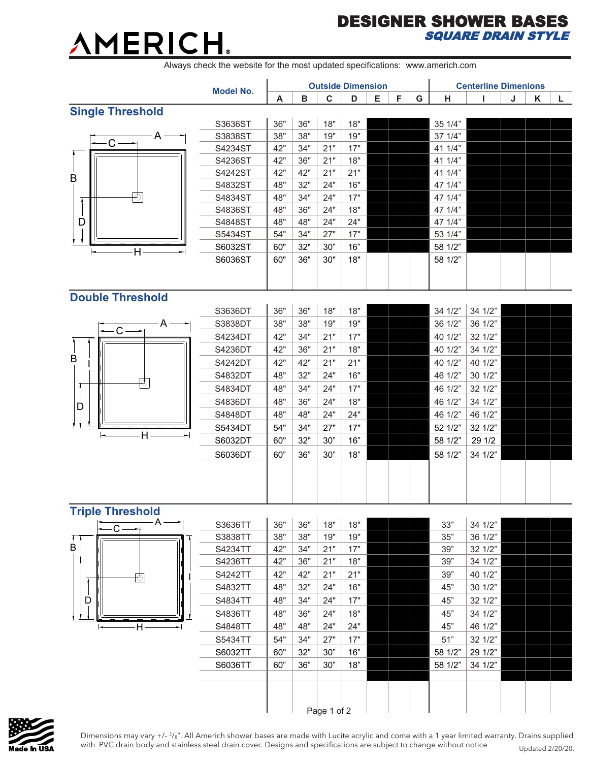# AMERICH

## DESIGNER SHOWER BASES
### *SQUARE DRAIN STYLE*

Always check the website for the most updated specifications: www.americh.com

| Model No. | Outside Dimension | | | | | | | Centerline Dimenions | | | | |
|---|---|---|---|---|---|---|---|---|---|---|---|---|
| | A | B | C | D | E | F | G | H | I | J | K | L |
| **Single Threshold** | | | | | | | | | | | | |
| S3636ST | 36" | 36" | 18" | 18" | | | | 35 1/4" | | | | |
| S3838ST | 38" | 38" | 19" | 19" | | | | 37 1/4" | | | | |
| S4234ST | 42" | 34" | 21" | 17" | | | | 41 1/4" | | | | |
| S4236ST | 42" | 36" | 21" | 18" | | | | 41 1/4" | | | | |
| S4242ST | 42" | 42" | 21" | 21" | | | | 41 1/4" | | | | |
| S4832ST | 48" | 32" | 24" | 16" | | | | 47 1/4" | | | | |
| S4834ST | 48" | 34" | 24" | 17" | | | | 47 1/4" | | | | |
| S4836ST | 48" | 36" | 24" | 18" | | | | 47 1/4" | | | | |
| S4848ST | 48" | 48" | 24" | 24" | | | | 47 1/4" | | | | |
| S5434ST | 54" | 34" | 27" | 17" | | | | 53 1/4" | | | | |
| S6032ST | 60" | 32" | 30" | 16" | | | | 58 1/2" | | | | |
| S6036ST | 60" | 36" | 30" | 18" | | | | 58 1/2" | | | | |
| **Double Threshold** | | | | | | | | | | | | |
| S3636DT | 36" | 36" | 18" | 18" | | | | 34 1/2" | 34 1/2" | | | |
| S3838DT | 38" | 38" | 19" | 19" | | | | 36 1/2" | 36 1/2" | | | |
| S4234DT | 42" | 34" | 21" | 17" | | | | 40 1/2" | 32 1/2" | | | |
| S4236DT | 42" | 36" | 21" | 18" | | | | 40 1/2" | 34 1/2" | | | |
| S4242DT | 42" | 42" | 21" | 21" | | | | 40 1/2" | 40 1/2" | | | |
| S4832DT | 48" | 32" | 24" | 16" | | | | 46 1/2" | 30 1/2" | | | |
| S4834DT | 48" | 34" | 24" | 17" | | | | 46 1/2" | 32 1/2" | | | |
| S4836DT | 48" | 36" | 24" | 18" | | | | 46 1/2" | 34 1/2" | | | |
| S4848DT | 48" | 48" | 24" | 24" | | | | 46 1/2" | 46 1/2" | | | |
| S5434DT | 54" | 34" | 27" | 17" | | | | 52 1/2" | 32 1/2" | | | |
| S6032DT | 60" | 32" | 30" | 16" | | | | 58 1/2" | 29 1/2 | | | |
| S6036DT | 60" | 36" | 30" | 18" | | | | 58 1/2" | 34 1/2" | | | |
| **Triple Threshold** | | | | | | | | | | | | |
| S3636TT | 36" | 36" | 18" | 18" | | | | 33" | 34 1/2" | | | |
| S3838TT | 38" | 38" | 19" | 19" | | | | 35" | 36 1/2" | | | |
| S4234TT | 42" | 34" | 21" | 17" | | | | 39" | 32 1/2" | | | |
| S4236TT | 42" | 36" | 21" | 18" | | | | 39" | 34 1/2" | | | |
| S4242TT | 42" | 42" | 21" | 21" | | | | 39" | 40 1/2" | | | |
| S4832TT | 48" | 32" | 24" | 16" | | | | 45" | 30 1/2" | | | |
| S4834TT | 48" | 34" | 24" | 17" | | | | 45" | 32 1/2" | | | |
| S4836TT | 48" | 36" | 24" | 18" | | | | 45" | 34 1/2" | | | |
| S4848TT | 48" | 48" | 24" | 24" | | | | 45" | 46 1/2" | | | |
| S5434TT | 54" | 34" | 27" | 17" | | | | 51" | 32 1/2" | | | |
| S6032TT | 60" | 32" | 30" | 16" | | | | 58 1/2" | 29 1/2" | | | |
| S6036TT | 60" | 36" | 30" | 18" | | | | 58 1/2" | 34 1/2" | | | |

Made In USA

Dimensions may vary +/- 3/8". All Americh shower bases are made with Lucite acrylic and come with a 1 year limited warranty. Drains supplied with PVC drain body and stainless steel drain cover. Designs and specifications are subject to change without notice

Updated 2/20/20.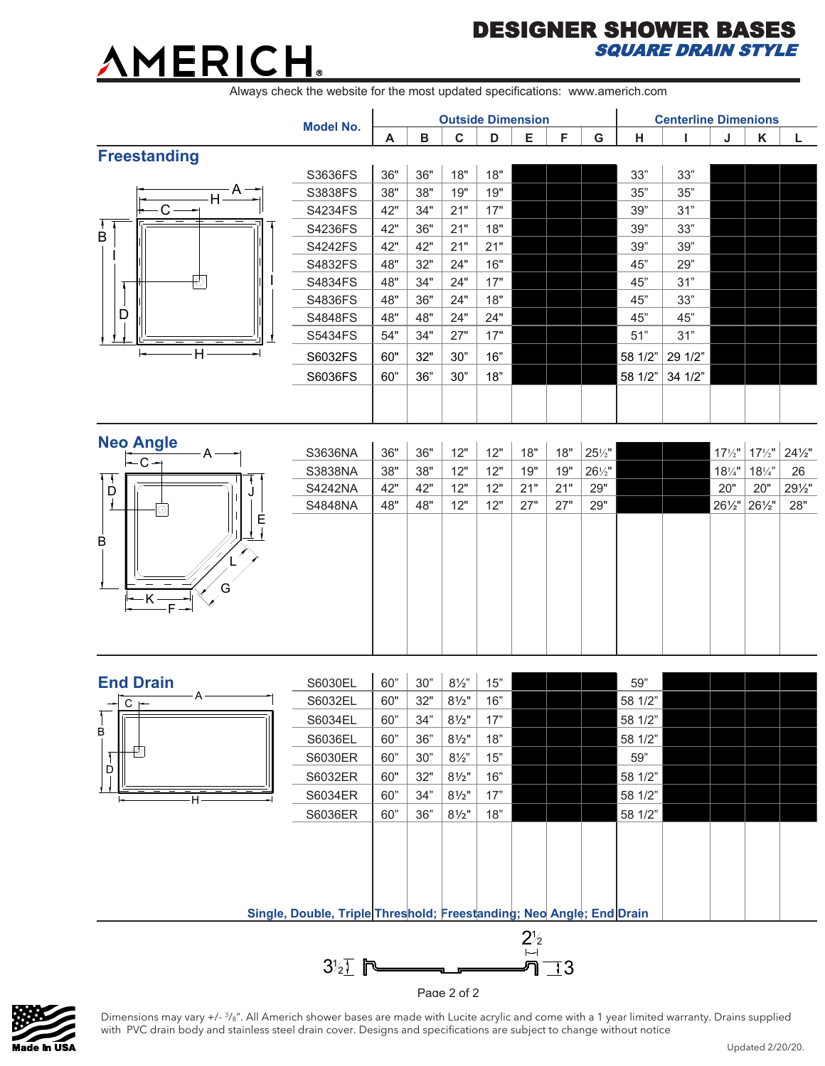# AMERICH

## DESIGNER SHOWER BASES

### SQUARE DRAIN STYLE

Always check the website for the most updated specifications: www.americh.com

| | Model No. | Outside Dimension | | | | | | | Centerline Dimenions | | | | |
|---|---|---|---|---|---|---|---|---|---|---|---|---|---|
| | | A | B | C | D | E | F | G | H | I | J | K | L |
| **Freestanding** | | | | | | | | | | | | | |
| | S3636FS | 36" | 36" | 18" | 18" | | | | 33" | 33" | | | |
| | S3838FS | 38" | 38" | 19" | 19" | | | | 35" | 35" | | | |
| | S4234FS | 42" | 34" | 21" | 17" | | | | 39" | 31" | | | |
| | S4236FS | 42" | 36" | 21" | 18" | | | | 39" | 33" | | | |
| | S4242FS | 42" | 42" | 21" | 21" | | | | 39" | 39" | | | |
| | S4832FS | 48" | 32" | 24" | 16" | | | | 45" | 29" | | | |
| | S4834FS | 48" | 34" | 24" | 17" | | | | 45" | 31" | | | |
| | S4836FS | 48" | 36" | 24" | 18" | | | | 45" | 33" | | | |
| | S4848FS | 48" | 48" | 24" | 24" | | | | 45" | 45" | | | |
| | S5434FS | 54" | 34" | 27" | 17" | | | | 51" | 31" | | | |
| | S6032FS | 60" | 32" | 30" | 16" | | | | 58 1/2" | 29 1/2" | | | |
| | S6036FS | 60" | 36" | 30" | 18" | | | | 58 1/2" | 34 1/2" | | | |
| **Neo Angle** | | | | | | | | | | | | | |
| | S3636NA | 36" | 36" | 12" | 12" | 18" | 18" | 25½" | | | 17½" | 17½" | 24½" |
| | S3838NA | 38" | 38" | 12" | 12" | 19" | 19" | 26½" | | | 18¼" | 18¼" | 26 |
| | S4242NA | 42" | 42" | 12" | 12" | 21" | 21" | 29" | | | 20" | 20" | 29½" |
| | S4848NA | 48" | 48" | 12" | 12" | 27" | 27" | 29" | | | 26½" | 26½" | 28" |
| **End Drain** | | | | | | | | | | | | | |
| | S6030EL | 60" | 30" | 8½" | 15" | | | | 59" | | | | |
| | S6032EL | 60" | 32" | 8½" | 16" | | | | 58 1/2" | | | | |
| | S6034EL | 60" | 34" | 8½" | 17" | | | | 58 1/2" | | | | |
| | S6036EL | 60" | 36" | 8½" | 18" | | | | 58 1/2" | | | | |
| | S6030ER | 60" | 30" | 8½" | 15" | | | | 59" | | | | |
| | S6032ER | 60" | 32" | 8½" | 16" | | | | 58 1/2" | | | | |
| | S6034ER | 60" | 34" | 8½" | 17" | | | | 58 1/2" | | | | |
| | S6036ER | 60" | 36" | 8½" | 18" | | | | 58 1/2" | | | | |

**Single, Double, Triple Threshold; Freestanding; Neo Angle; End Drain**

3½ 2½ 3

Dimensions may vary +/- 3/8". All Americh shower bases are made with Lucite acrylic and come with a 1 year limited warranty. Drains supplied with PVC drain body and stainless steel drain cover. Designs and specifications are subject to change without notice

Made In USA

Updated 2/20/20.